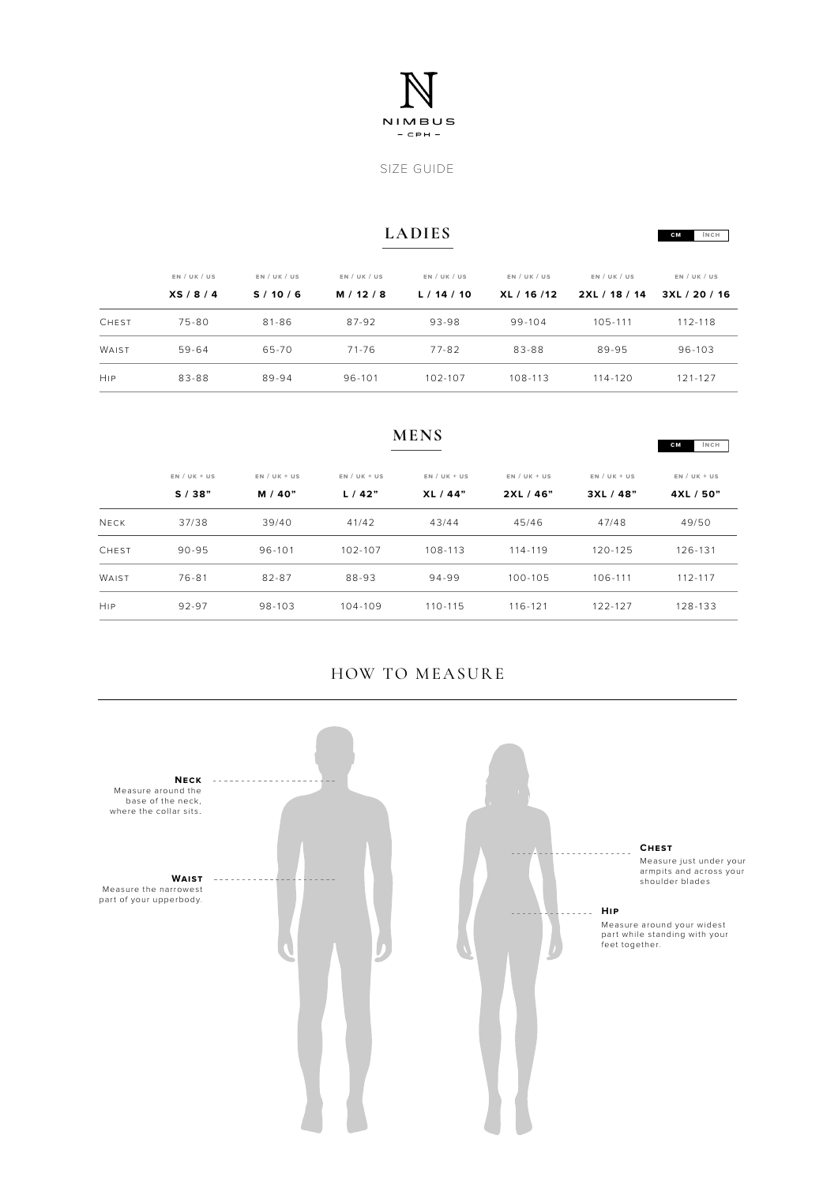# NIMBUS
CPH

SIZE GUIDE

## LADIES

CM | INCH

| | EN / UK / US XS / 8 / 4 | EN / UK / US S / 10 / 6 | EN / UK / US M / 12 / 8 | EN / UK / US L / 14 / 10 | EN / UK / US XL / 16 /12 | EN / UK / US 2XL / 18 / 14 | EN / UK / US 3XL / 20 / 16 |
|---|---|---|---|---|---|---|---|
| CHEST | 75-80 | 81-86 | 87-92 | 93-98 | 99-104 | 105-111 | 112-118 |
| WAIST | 59-64 | 65-70 | 71-76 | 77-82 | 83-88 | 89-95 | 96-103 |
| HIP | 83-88 | 89-94 | 96-101 | 102-107 | 108-113 | 114-120 | 121-127 |

## MENS

CM | INCH

| | EN / UK + US S / 38" | EN / UK + US M / 40" | EN / UK + US L / 42" | EN / UK + US XL / 44" | EN / UK + US 2XL / 46" | EN / UK + US 3XL / 48" | EN / UK + US 4XL / 50" |
|---|---|---|---|---|---|---|---|
| NECK | 37/38 | 39/40 | 41/42 | 43/44 | 45/46 | 47/48 | 49/50 |
| CHEST | 90-95 | 96-101 | 102-107 | 108-113 | 114-119 | 120-125 | 126-131 |
| WAIST | 76-81 | 82-87 | 88-93 | 94-99 | 100-105 | 106-111 | 112-117 |
| HIP | 92-97 | 98-103 | 104-109 | 110-115 | 116-121 | 122-127 | 128-133 |

## HOW TO MEASURE

**NECK**
Measure around the base of the neck, where the collar sits.

**WAIST**
Measure the narrowest part of your upperbody.

**CHEST**
Measure just under your armpits and across your shoulder blades

**HIP**
Measure around your widest part while standing with your feet together.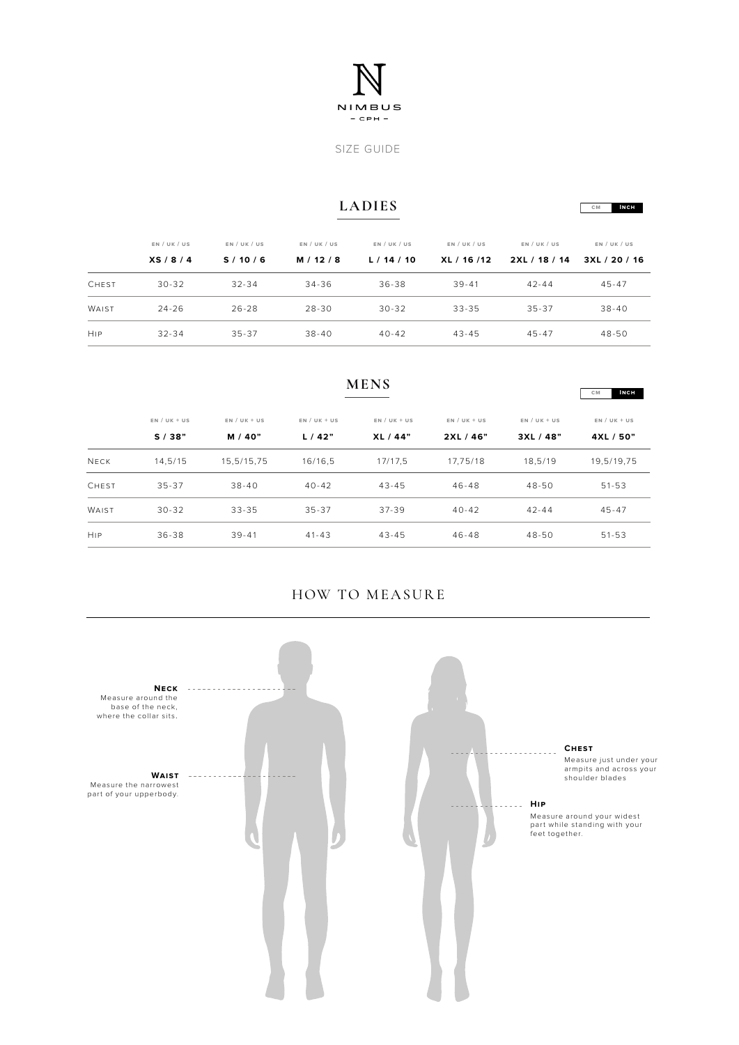NIMBUS

– CPH –

SIZE GUIDE

## LADIES

CM | INCH

| | EN / UK / US<br>XS / 8 / 4 | EN / UK / US<br>S / 10 / 6 | EN / UK / US<br>M / 12 / 8 | EN / UK / US<br>L / 14 / 10 | EN / UK / US<br>XL / 16 /12 | EN / UK / US<br>2XL / 18 / 14 | EN / UK / US<br>3XL / 20 / 16 |
|---|---|---|---|---|---|---|---|
| CHEST | 30-32 | 32-34 | 34-36 | 36-38 | 39-41 | 42-44 | 45-47 |
| WAIST | 24-26 | 26-28 | 28-30 | 30-32 | 33-35 | 35-37 | 38-40 |
| HIP | 32-34 | 35-37 | 38-40 | 40-42 | 43-45 | 45-47 | 48-50 |

## MENS

CM | INCH

| | EN / UK + US<br>S / 38" | EN / UK + US<br>M / 40" | EN / UK + US<br>L / 42" | EN / UK + US<br>XL / 44" | EN / UK + US<br>2XL / 46" | EN / UK + US<br>3XL / 48" | EN / UK + US<br>4XL / 50" |
|---|---|---|---|---|---|---|---|
| NECK | 14,5/15 | 15,5/15,75 | 16/16,5 | 17/17,5 | 17,75/18 | 18,5/19 | 19,5/19,75 |
| CHEST | 35-37 | 38-40 | 40-42 | 43-45 | 46-48 | 48-50 | 51-53 |
| WAIST | 30-32 | 33-35 | 35-37 | 37-39 | 40-42 | 42-44 | 45-47 |
| HIP | 36-38 | 39-41 | 41-43 | 43-45 | 46-48 | 48-50 | 51-53 |

## HOW TO MEASURE

**NECK**
Measure around the base of the neck, where the collar sits.

**WAIST**
Measure the narrowest part of your upperbody.

**CHEST**
Measure just under your armpits and across your shoulder blades

**HIP**
Measure around your widest part while standing with your feet together.